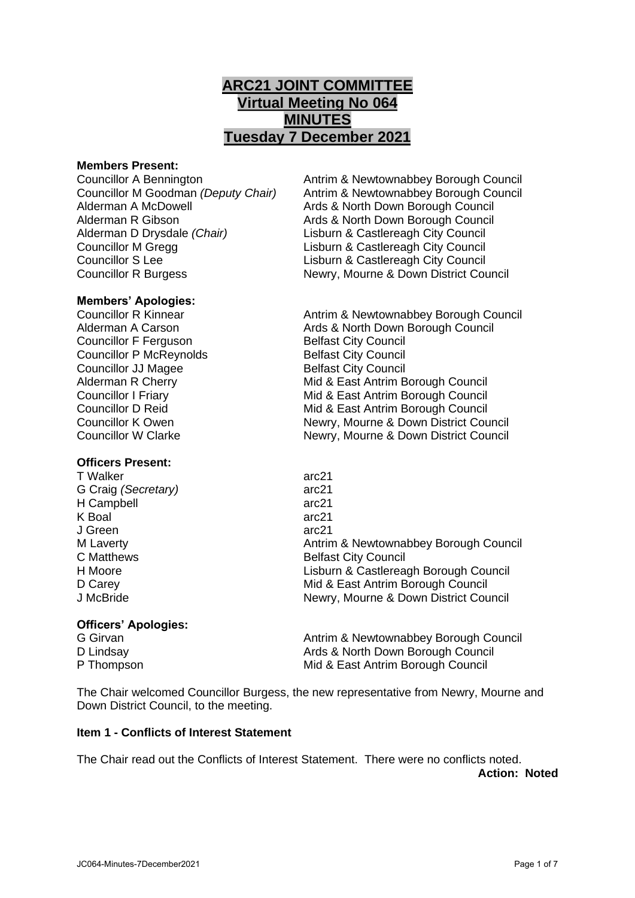# ARC21 JOINT COMMITTEE
# Virtual Meeting No 064
# MINUTES
# Tuesday 7 December 2021

**Members Present:**

| | |
|---|---|
| Councillor A Bennington | Antrim & Newtownabbey Borough Council |
| Councillor M Goodman *(Deputy Chair)* | Antrim & Newtownabbey Borough Council |
| Alderman A McDowell | Ards & North Down Borough Council |
| Alderman R Gibson | Ards & North Down Borough Council |
| Alderman D Drysdale *(Chair)* | Lisburn & Castlereagh City Council |
| Councillor M Gregg | Lisburn & Castlereagh City Council |
| Councillor S Lee | Lisburn & Castlereagh City Council |
| Councillor R Burgess | Newry, Mourne & Down District Council |

**Members' Apologies:**

| | |
|---|---|
| Councillor R Kinnear | Antrim & Newtownabbey Borough Council |
| Alderman A Carson | Ards & North Down Borough Council |
| Councillor F Ferguson | Belfast City Council |
| Councillor P McReynolds | Belfast City Council |
| Councillor JJ Magee | Belfast City Council |
| Alderman R Cherry | Mid & East Antrim Borough Council |
| Councillor I Friary | Mid & East Antrim Borough Council |
| Councillor D Reid | Mid & East Antrim Borough Council |
| Councillor K Owen | Newry, Mourne & Down District Council |
| Councillor W Clarke | Newry, Mourne & Down District Council |

**Officers Present:**

| | |
|---|---|
| T Walker | arc21 |
| G Craig *(Secretary)* | arc21 |
| H Campbell | arc21 |
| K Boal | arc21 |
| J Green | arc21 |
| M Laverty | Antrim & Newtownabbey Borough Council |
| C Matthews | Belfast City Council |
| H Moore | Lisburn & Castlereagh Borough Council |
| D Carey | Mid & East Antrim Borough Council |
| J McBride | Newry, Mourne & Down District Council |

**Officers' Apologies:**

| | |
|---|---|
| G Girvan | Antrim & Newtownabbey Borough Council |
| D Lindsay | Ards & North Down Borough Council |
| P Thompson | Mid & East Antrim Borough Council |

The Chair welcomed Councillor Burgess, the new representative from Newry, Mourne and Down District Council, to the meeting.

**Item 1 - Conflicts of Interest Statement**

The Chair read out the Conflicts of Interest Statement. There were no conflicts noted.

**Action: Noted**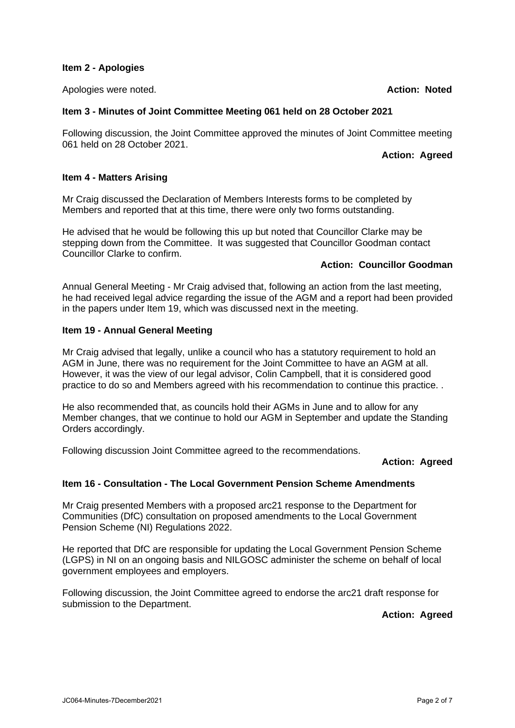### Item 2 - Apologies

Apologies were noted. **Action: Noted**

### Item 3 - Minutes of Joint Committee Meeting 061 held on 28 October 2021

Following discussion, the Joint Committee approved the minutes of Joint Committee meeting 061 held on 28 October 2021.

**Action: Agreed**

### Item 4 - Matters Arising

Mr Craig discussed the Declaration of Members Interests forms to be completed by Members and reported that at this time, there were only two forms outstanding.

He advised that he would be following this up but noted that Councillor Clarke may be stepping down from the Committee. It was suggested that Councillor Goodman contact Councillor Clarke to confirm.

**Action: Councillor Goodman**

Annual General Meeting - Mr Craig advised that, following an action from the last meeting, he had received legal advice regarding the issue of the AGM and a report had been provided in the papers under Item 19, which was discussed next in the meeting.

### Item 19 - Annual General Meeting

Mr Craig advised that legally, unlike a council who has a statutory requirement to hold an AGM in June, there was no requirement for the Joint Committee to have an AGM at all. However, it was the view of our legal advisor, Colin Campbell, that it is considered good practice to do so and Members agreed with his recommendation to continue this practice. .

He also recommended that, as councils hold their AGMs in June and to allow for any Member changes, that we continue to hold our AGM in September and update the Standing Orders accordingly.

Following discussion Joint Committee agreed to the recommendations.

**Action: Agreed**

### Item 16 - Consultation - The Local Government Pension Scheme Amendments

Mr Craig presented Members with a proposed arc21 response to the Department for Communities (DfC) consultation on proposed amendments to the Local Government Pension Scheme (NI) Regulations 2022.

He reported that DfC are responsible for updating the Local Government Pension Scheme (LGPS) in NI on an ongoing basis and NILGOSC administer the scheme on behalf of local government employees and employers.

Following discussion, the Joint Committee agreed to endorse the arc21 draft response for submission to the Department.

**Action: Agreed**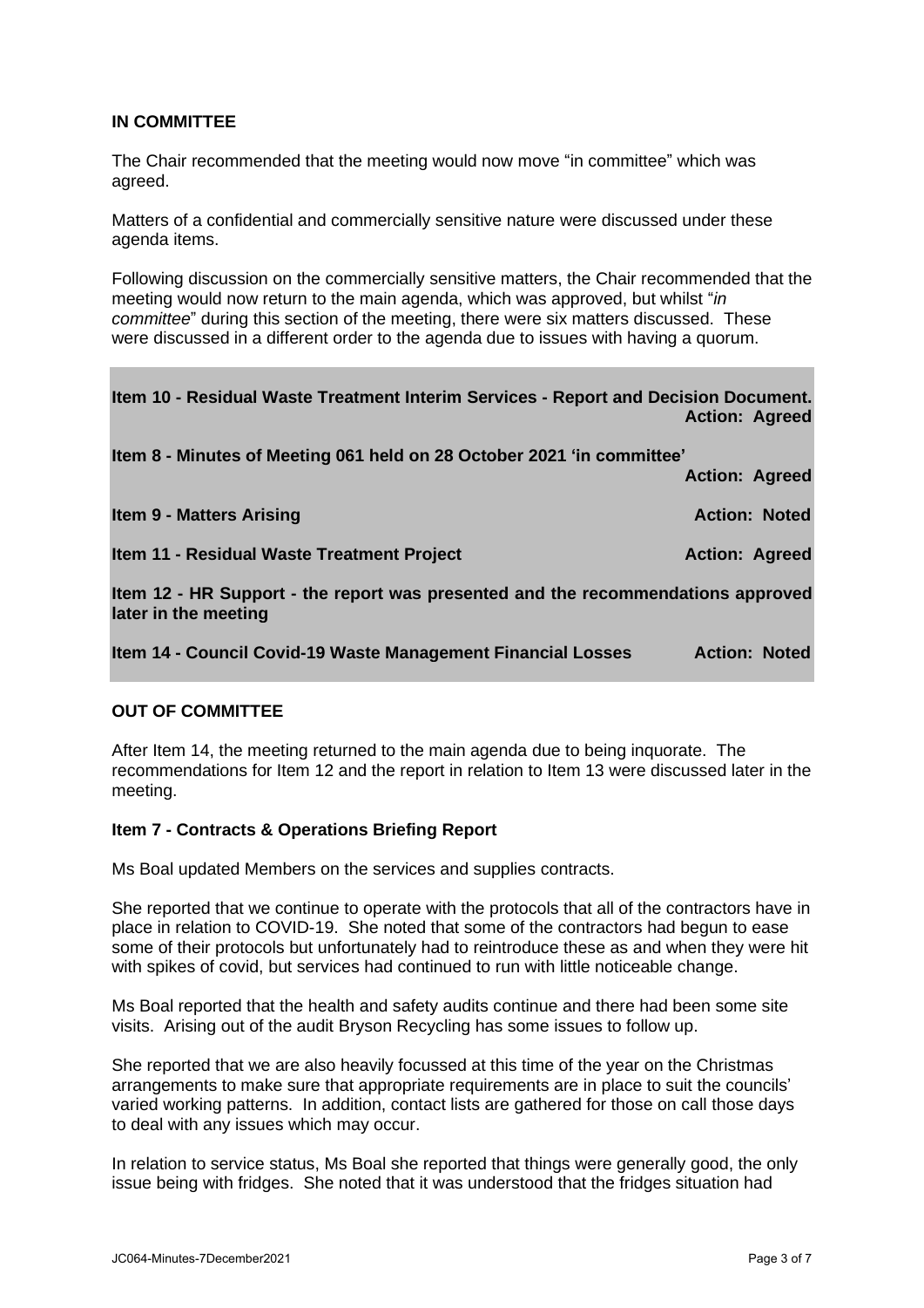**IN COMMITTEE**

The Chair recommended that the meeting would now move "in committee" which was agreed.

Matters of a confidential and commercially sensitive nature were discussed under these agenda items.

Following discussion on the commercially sensitive matters, the Chair recommended that the meeting would now return to the main agenda, which was approved, but whilst "*in committee*" during this section of the meeting, there were six matters discussed. These were discussed in a different order to the agenda due to issues with having a quorum.

**Item 10 - Residual Waste Treatment Interim Services - Report and Decision Document. Action: Agreed**

**Item 8 - Minutes of Meeting 061 held on 28 October 2021 'in committee' Action: Agreed**

**Item 9 - Matters Arising Action: Noted**

**Item 11 - Residual Waste Treatment Project Action: Agreed**

**Item 12 - HR Support - the report was presented and the recommendations approved later in the meeting**

**Item 14 - Council Covid-19 Waste Management Financial Losses Action: Noted**

**OUT OF COMMITTEE**

After Item 14, the meeting returned to the main agenda due to being inquorate. The recommendations for Item 12 and the report in relation to Item 13 were discussed later in the meeting.

**Item 7 - Contracts & Operations Briefing Report**

Ms Boal updated Members on the services and supplies contracts.

She reported that we continue to operate with the protocols that all of the contractors have in place in relation to COVID-19. She noted that some of the contractors had begun to ease some of their protocols but unfortunately had to reintroduce these as and when they were hit with spikes of covid, but services had continued to run with little noticeable change.

Ms Boal reported that the health and safety audits continue and there had been some site visits. Arising out of the audit Bryson Recycling has some issues to follow up.

She reported that we are also heavily focussed at this time of the year on the Christmas arrangements to make sure that appropriate requirements are in place to suit the councils' varied working patterns. In addition, contact lists are gathered for those on call those days to deal with any issues which may occur.

In relation to service status, Ms Boal she reported that things were generally good, the only issue being with fridges. She noted that it was understood that the fridges situation had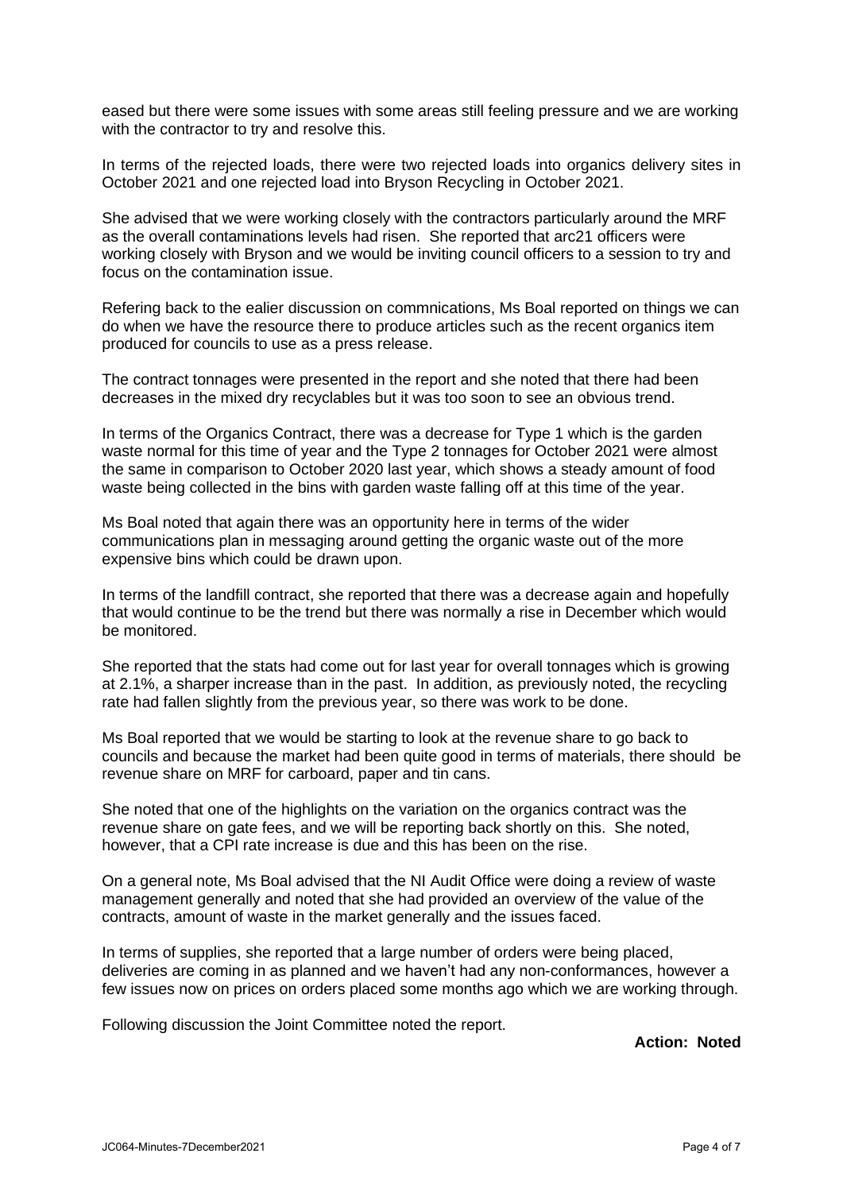eased but there were some issues with some areas still feeling pressure and we are working with the contractor to try and resolve this.

In terms of the rejected loads, there were two rejected loads into organics delivery sites in October 2021 and one rejected load into Bryson Recycling in October 2021.

She advised that we were working closely with the contractors particularly around the MRF as the overall contaminations levels had risen. She reported that arc21 officers were working closely with Bryson and we would be inviting council officers to a session to try and focus on the contamination issue.

Refering back to the ealier discussion on commnications, Ms Boal reported on things we can do when we have the resource there to produce articles such as the recent organics item produced for councils to use as a press release.

The contract tonnages were presented in the report and she noted that there had been decreases in the mixed dry recyclables but it was too soon to see an obvious trend.

In terms of the Organics Contract, there was a decrease for Type 1 which is the garden waste normal for this time of year and the Type 2 tonnages for October 2021 were almost the same in comparison to October 2020 last year, which shows a steady amount of food waste being collected in the bins with garden waste falling off at this time of the year.

Ms Boal noted that again there was an opportunity here in terms of the wider communications plan in messaging around getting the organic waste out of the more expensive bins which could be drawn upon.

In terms of the landfill contract, she reported that there was a decrease again and hopefully that would continue to be the trend but there was normally a rise in December which would be monitored.

She reported that the stats had come out for last year for overall tonnages which is growing at 2.1%, a sharper increase than in the past. In addition, as previously noted, the recycling rate had fallen slightly from the previous year, so there was work to be done.

Ms Boal reported that we would be starting to look at the revenue share to go back to councils and because the market had been quite good in terms of materials, there should be revenue share on MRF for carboard, paper and tin cans.

She noted that one of the highlights on the variation on the organics contract was the revenue share on gate fees, and we will be reporting back shortly on this. She noted, however, that a CPI rate increase is due and this has been on the rise.

On a general note, Ms Boal advised that the NI Audit Office were doing a review of waste management generally and noted that she had provided an overview of the value of the contracts, amount of waste in the market generally and the issues faced.

In terms of supplies, she reported that a large number of orders were being placed, deliveries are coming in as planned and we haven't had any non-conformances, however a few issues now on prices on orders placed some months ago which we are working through.

Following discussion the Joint Committee noted the report.

**Action: Noted**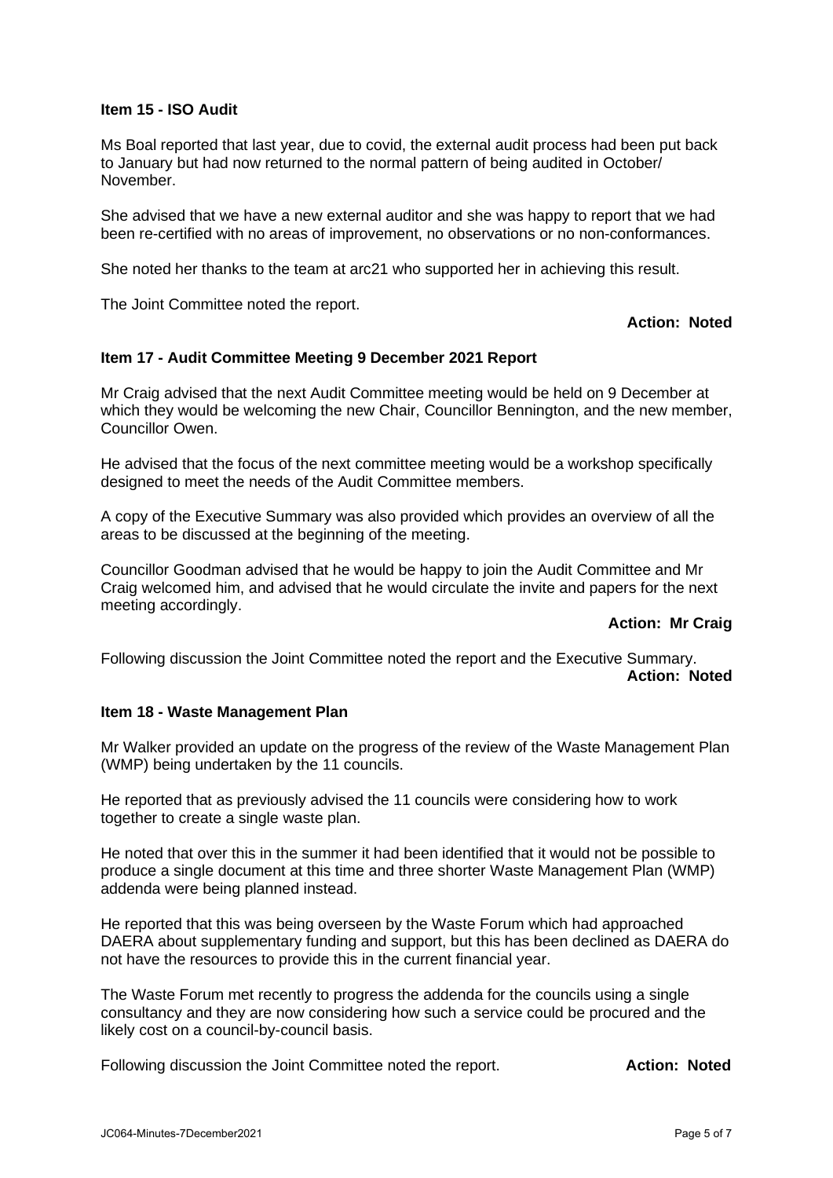**Item 15 - ISO Audit**

Ms Boal reported that last year, due to covid, the external audit process had been put back to January but had now returned to the normal pattern of being audited in October/ November.

She advised that we have a new external auditor and she was happy to report that we had been re-certified with no areas of improvement, no observations or no non-conformances.

She noted her thanks to the team at arc21 who supported her in achieving this result.

The Joint Committee noted the report.

**Action: Noted**

**Item 17 - Audit Committee Meeting 9 December 2021 Report**

Mr Craig advised that the next Audit Committee meeting would be held on 9 December at which they would be welcoming the new Chair, Councillor Bennington, and the new member, Councillor Owen.

He advised that the focus of the next committee meeting would be a workshop specifically designed to meet the needs of the Audit Committee members.

A copy of the Executive Summary was also provided which provides an overview of all the areas to be discussed at the beginning of the meeting.

Councillor Goodman advised that he would be happy to join the Audit Committee and Mr Craig welcomed him, and advised that he would circulate the invite and papers for the next meeting accordingly.

**Action: Mr Craig**

Following discussion the Joint Committee noted the report and the Executive Summary.

**Action: Noted**

**Item 18 - Waste Management Plan**

Mr Walker provided an update on the progress of the review of the Waste Management Plan (WMP) being undertaken by the 11 councils.

He reported that as previously advised the 11 councils were considering how to work together to create a single waste plan.

He noted that over this in the summer it had been identified that it would not be possible to produce a single document at this time and three shorter Waste Management Plan (WMP) addenda were being planned instead.

He reported that this was being overseen by the Waste Forum which had approached DAERA about supplementary funding and support, but this has been declined as DAERA do not have the resources to provide this in the current financial year.

The Waste Forum met recently to progress the addenda for the councils using a single consultancy and they are now considering how such a service could be procured and the likely cost on a council-by-council basis.

Following discussion the Joint Committee noted the report. **Action: Noted**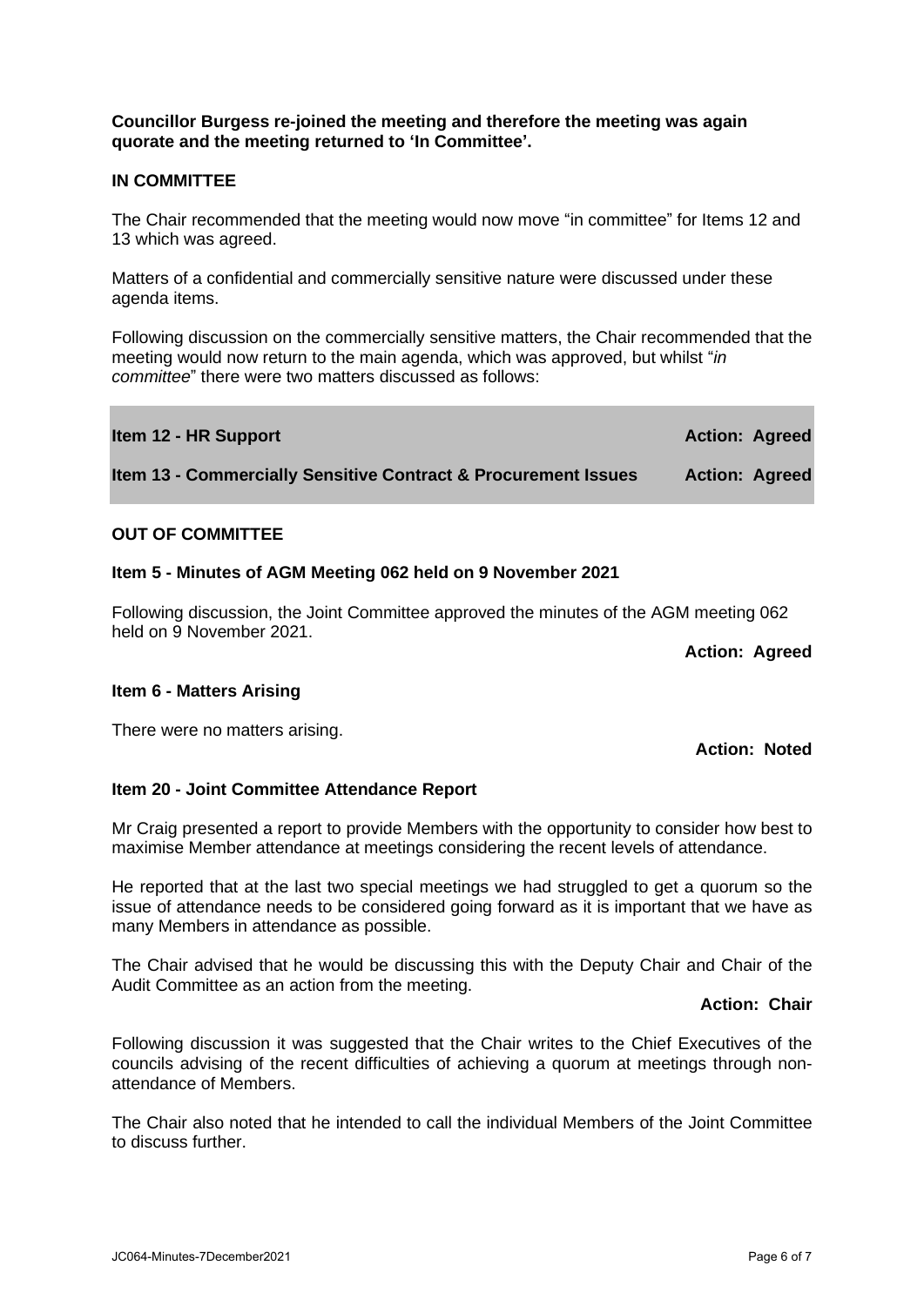**Councillor Burgess re-joined the meeting and therefore the meeting was again quorate and the meeting returned to 'In Committee'.**

**IN COMMITTEE**

The Chair recommended that the meeting would now move "in committee" for Items 12 and 13 which was agreed.

Matters of a confidential and commercially sensitive nature were discussed under these agenda items.

Following discussion on the commercially sensitive matters, the Chair recommended that the meeting would now return to the main agenda, which was approved, but whilst "*in committee*" there were two matters discussed as follows:

| | |
|---|---|
| **Item 12 - HR Support** | **Action: Agreed** |
| **Item 13 - Commercially Sensitive Contract & Procurement Issues** | **Action: Agreed** |

**OUT OF COMMITTEE**

**Item 5 - Minutes of AGM Meeting 062 held on 9 November 2021**

Following discussion, the Joint Committee approved the minutes of the AGM meeting 062 held on 9 November 2021.

**Action: Agreed**

**Item 6 - Matters Arising**

There were no matters arising.

**Action: Noted**

**Item 20 - Joint Committee Attendance Report**

Mr Craig presented a report to provide Members with the opportunity to consider how best to maximise Member attendance at meetings considering the recent levels of attendance.

He reported that at the last two special meetings we had struggled to get a quorum so the issue of attendance needs to be considered going forward as it is important that we have as many Members in attendance as possible.

The Chair advised that he would be discussing this with the Deputy Chair and Chair of the Audit Committee as an action from the meeting.

**Action: Chair**

Following discussion it was suggested that the Chair writes to the Chief Executives of the councils advising of the recent difficulties of achieving a quorum at meetings through non-attendance of Members.

The Chair also noted that he intended to call the individual Members of the Joint Committee to discuss further.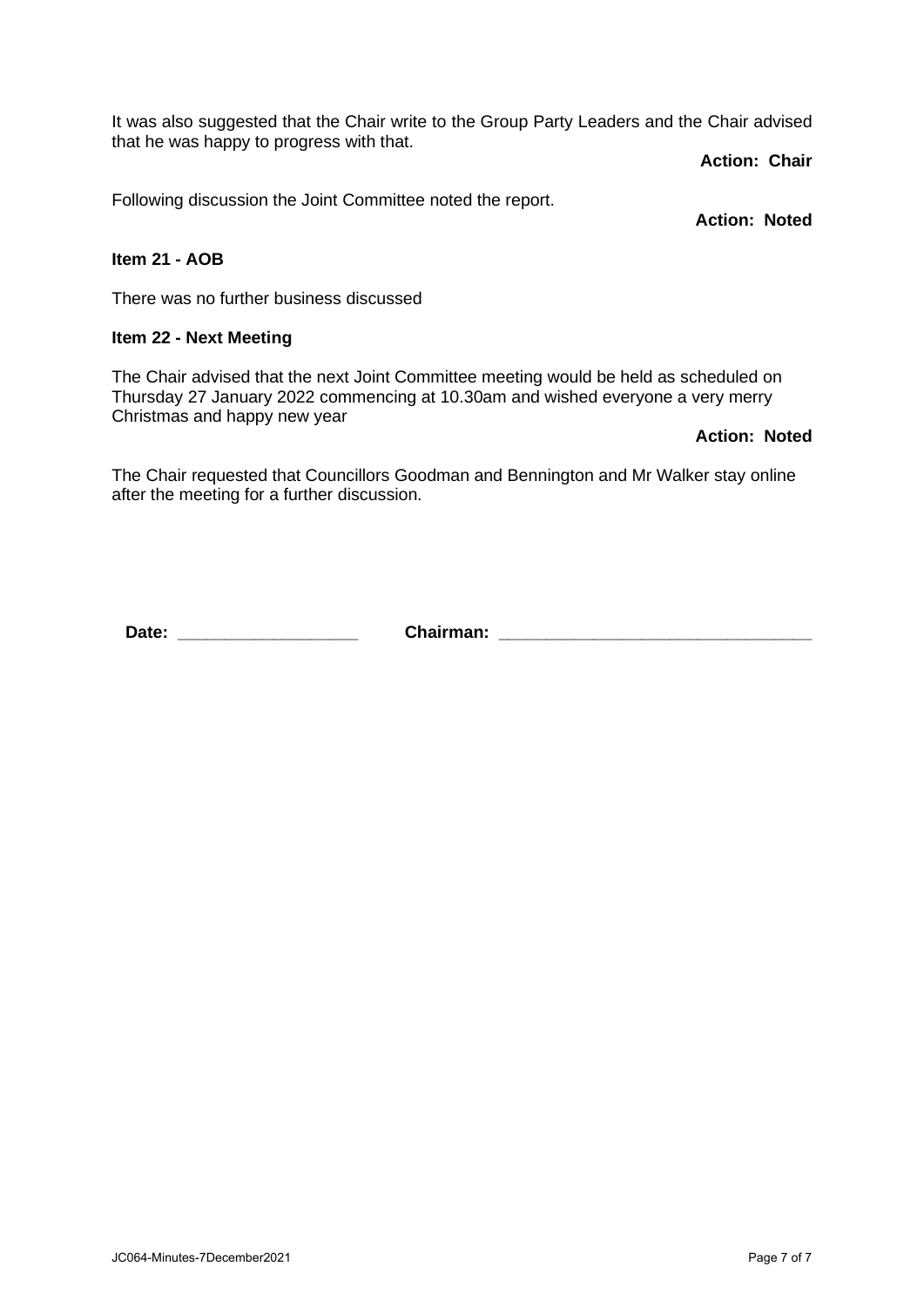It was also suggested that the Chair write to the Group Party Leaders and the Chair advised that he was happy to progress with that.

**Action: Chair**

Following discussion the Joint Committee noted the report.

**Action: Noted**

**Item 21 - AOB**

There was no further business discussed

**Item 22 - Next Meeting**

The Chair advised that the next Joint Committee meeting would be held as scheduled on Thursday 27 January 2022 commencing at 10.30am and wished everyone a very merry Christmas and happy new year

**Action: Noted**

The Chair requested that Councillors Goodman and Bennington and Mr Walker stay online after the meeting for a further discussion.

**Date:** ___________________ **Chairman:** _________________________________